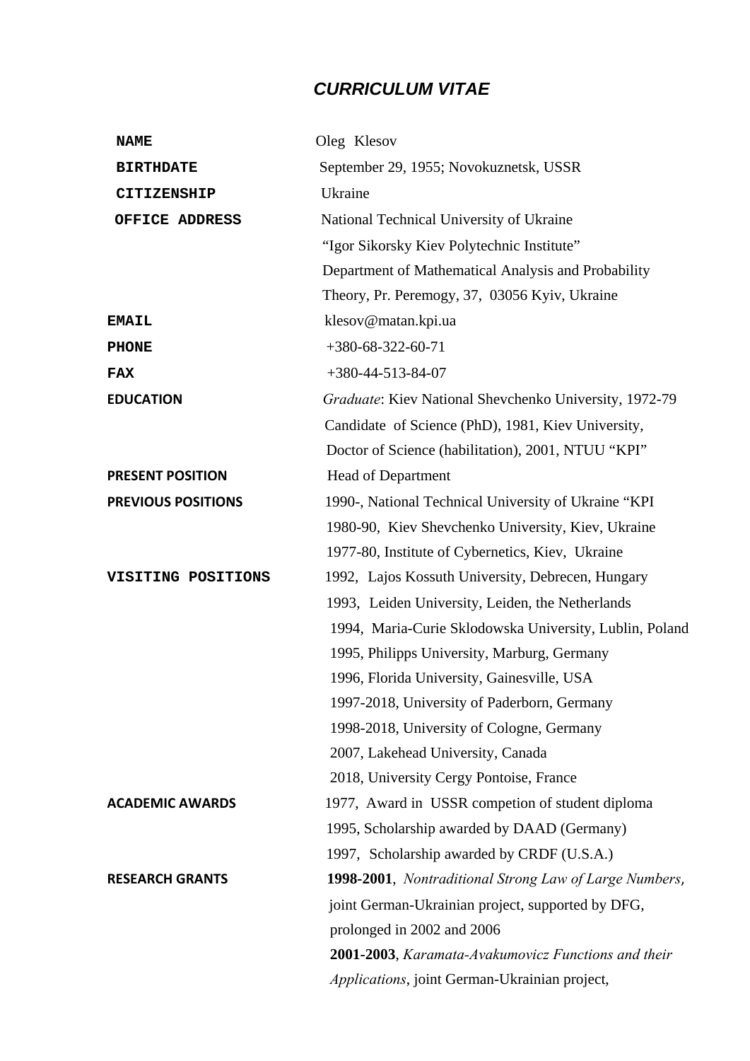# *CURRICULUM VITAE*

| | |
|---|---|
| **NAME** | Oleg Klesov |
| **BIRTHDATE** | September 29, 1955; Novokuznetsk, USSR |
| **CITIZENSHIP** | Ukraine |
| **OFFICE ADDRESS** | National Technical University of Ukraine "Igor Sikorsky Kiev Polytechnic Institute" Department of Mathematical Analysis and Probability Theory, Pr. Peremogy, 37, 03056 Kyiv, Ukraine |
| **EMAIL** | klesov@matan.kpi.ua |
| **PHONE** | +380-68-322-60-71 |
| **FAX** | +380-44-513-84-07 |
| **EDUCATION** | *Graduate*: Kiev National Shevchenko University, 1972-79<br>Candidate of Science (PhD), 1981, Kiev University,<br>Doctor of Science (habilitation), 2001, NTUU "KPI" |
| **PRESENT POSITION** | Head of Department |
| **PREVIOUS POSITIONS** | 1990-, National Technical University of Ukraine "KPI<br>1980-90, Kiev Shevchenko University, Kiev, Ukraine<br>1977-80, Institute of Cybernetics, Kiev, Ukraine |
| **VISITING POSITIONS** | 1992, Lajos Kossuth University, Debrecen, Hungary<br>1993, Leiden University, Leiden, the Netherlands<br>1994, Maria-Curie Sklodowska University, Lublin, Poland<br>1995, Philipps University, Marburg, Germany<br>1996, Florida University, Gainesville, USA<br>1997-2018, University of Paderborn, Germany<br>1998-2018, University of Cologne, Germany<br>2007, Lakehead University, Canada<br>2018, University Cergy Pontoise, France |
| **ACADEMIC AWARDS** | 1977, Award in USSR competion of student diploma<br>1995, Scholarship awarded by DAAD (Germany)<br>1997, Scholarship awarded by CRDF (U.S.A.) |
| **RESEARCH GRANTS** | **1998-2001**, *Nontraditional Strong Law of Large Numbers,* joint German-Ukrainian project, supported by DFG, prolonged in 2002 and 2006<br>**2001-2003**, *Karamata-Avakumovicz Functions and their Applications*, joint German-Ukrainian project, |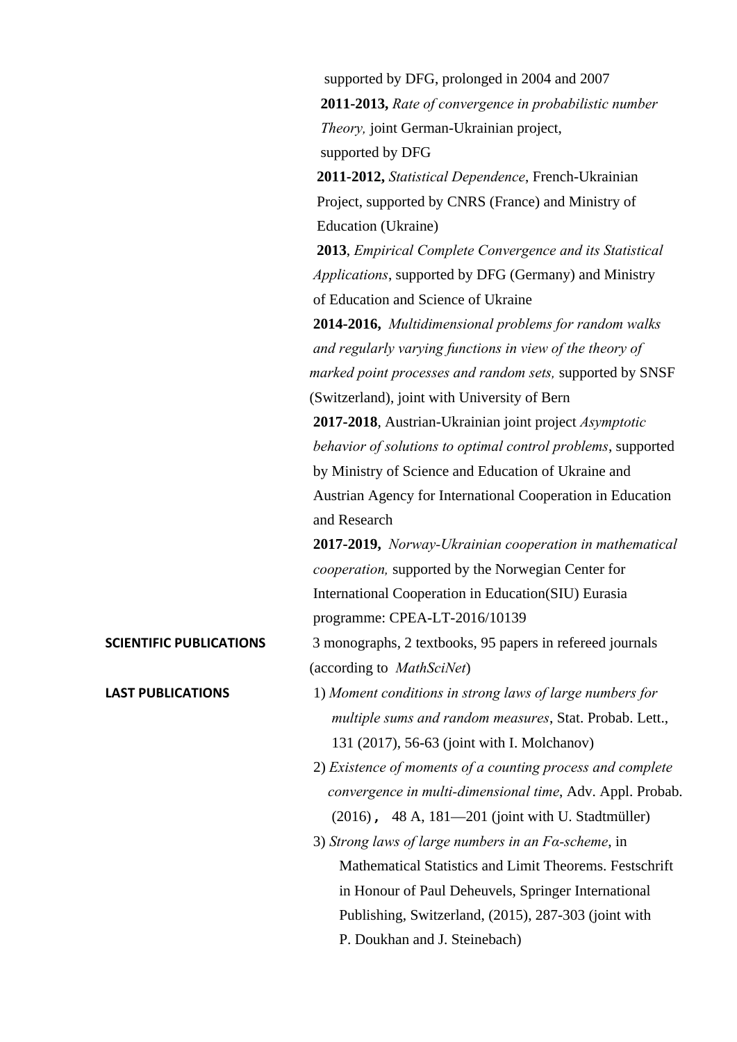supported by DFG, prolonged in 2004 and 2007

**2011-2013,** *Rate of convergence in probabilistic number Theory,* joint German-Ukrainian project, supported by DFG

**2011-2012,** *Statistical Dependence*, French-Ukrainian Project, supported by CNRS (France) and Ministry of Education (Ukraine)

**2013**, *Empirical Complete Convergence and its Statistical Applications*, supported by DFG (Germany) and Ministry of Education and Science of Ukraine

**2014-2016,** *Multidimensional problems for random walks and regularly varying functions in view of the theory of marked point processes and random sets,* supported by SNSF (Switzerland), joint with University of Bern

**2017-2018**, Austrian-Ukrainian joint project *Asymptotic behavior of solutions to optimal control problems*, supported by Ministry of Science and Education of Ukraine and Austrian Agency for International Cooperation in Education and Research

**2017-2019,** *Norway-Ukrainian cooperation in mathematical cooperation,* supported by the Norwegian Center for International Cooperation in Education(SIU) Eurasia programme: CPEA-LT-2016/10139

**SCIENTIFIC PUBLICATIONS**

3 monographs, 2 textbooks, 95 papers in refereed journals (according to *MathSciNet*)

**LAST PUBLICATIONS**

1) *Moment conditions in strong laws of large numbers for multiple sums and random measures*, Stat. Probab. Lett., 131 (2017), 56-63 (joint with I. Molchanov)

2) *Existence of moments of a counting process and complete convergence in multi-dimensional time*, Adv. Appl. Probab. (2016)， 48 A, 181—201 (joint with U. Stadtmüller)

3) *Strong laws of large numbers in an Fα-scheme*, in Mathematical Statistics and Limit Theorems. Festschrift in Honour of Paul Deheuvels, Springer International Publishing, Switzerland, (2015), 287-303 (joint with P. Doukhan and J. Steinebach)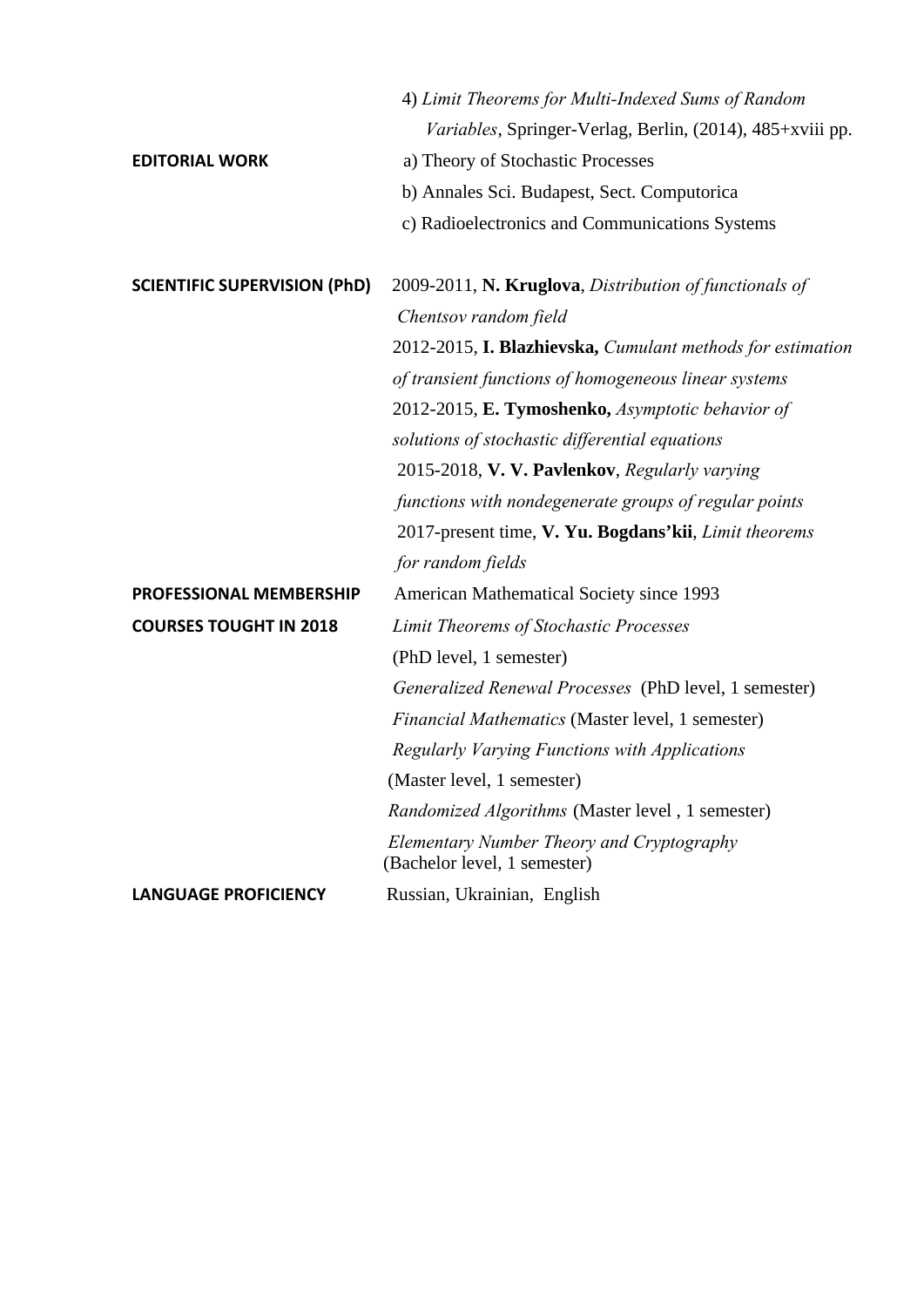4) *Limit Theorems for Multi-Indexed Sums of Random Variables*, Springer-Verlag, Berlin, (2014), 485+xviii pp.

**EDITORIAL WORK**

a) Theory of Stochastic Processes

b) Annales Sci. Budapest, Sect. Computorica

c) Radioelectronics and Communications Systems

**SCIENTIFIC SUPERVISION (PhD)**

2009-2011, **N. Kruglova**, *Distribution of functionals of Chentsov random field*

2012-2015, **I. Blazhievska,** *Cumulant methods for estimation of transient functions of homogeneous linear systems*

2012-2015, **E. Tymoshenko,** *Asymptotic behavior of solutions of stochastic differential equations*

2015-2018, **V. V. Pavlenkov**, *Regularly varying functions with nondegenerate groups of regular points*

2017-present time, **V. Yu. Bogdans'kii**, *Limit theorems for random fields*

**PROFESSIONAL MEMBERSHIP**

American Mathematical Society since 1993

**COURSES TOUGHT IN 2018**

*Limit Theorems of Stochastic Processes* (PhD level, 1 semester)

*Generalized Renewal Processes* (PhD level, 1 semester)

*Financial Mathematics* (Master level, 1 semester)

*Regularly Varying Functions with Applications* (Master level, 1 semester)

*Randomized Algorithms* (Master level , 1 semester)

*Elementary Number Theory and Cryptography* (Bachelor level, 1 semester)

**LANGUAGE PROFICIENCY**

Russian, Ukrainian, English